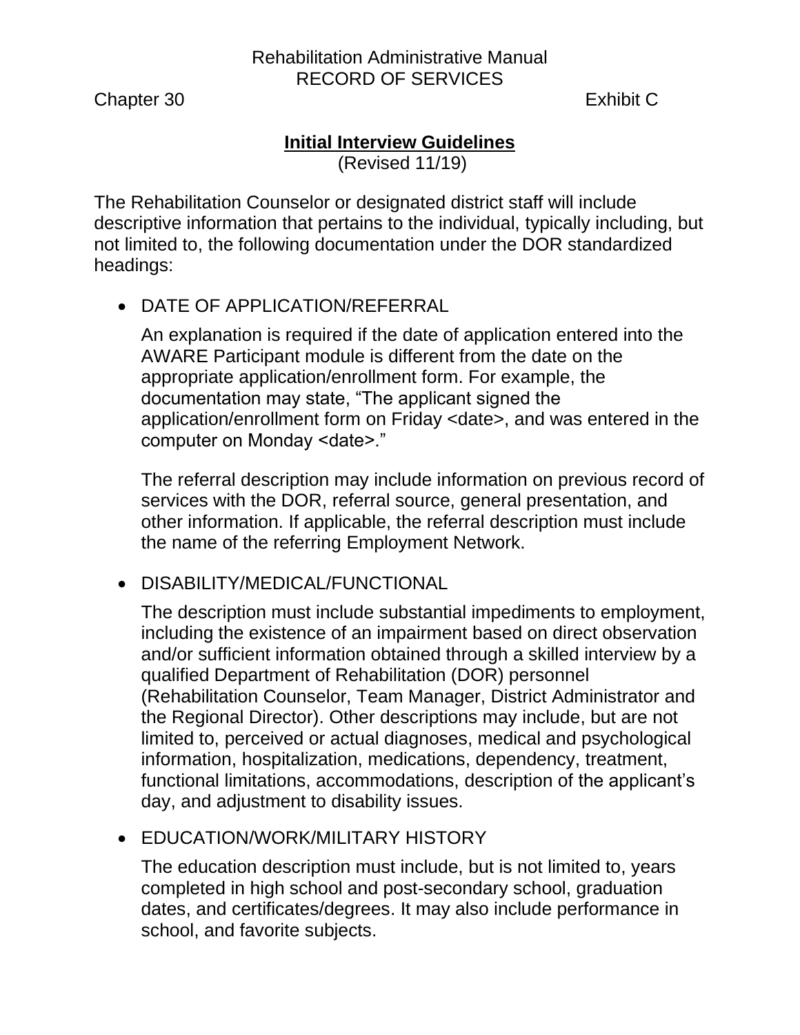Rehabilitation Administrative Manual
RECORD OF SERVICES

Chapter 30 Exhibit C

## Initial Interview Guidelines

(Revised 11/19)

The Rehabilitation Counselor or designated district staff will include descriptive information that pertains to the individual, typically including, but not limited to, the following documentation under the DOR standardized headings:

- DATE OF APPLICATION/REFERRAL

  An explanation is required if the date of application entered into the AWARE Participant module is different from the date on the appropriate application/enrollment form. For example, the documentation may state, "The applicant signed the application/enrollment form on Friday <date>, and was entered in the computer on Monday <date>."

  The referral description may include information on previous record of services with the DOR, referral source, general presentation, and other information. If applicable, the referral description must include the name of the referring Employment Network.

- DISABILITY/MEDICAL/FUNCTIONAL

  The description must include substantial impediments to employment, including the existence of an impairment based on direct observation and/or sufficient information obtained through a skilled interview by a qualified Department of Rehabilitation (DOR) personnel (Rehabilitation Counselor, Team Manager, District Administrator and the Regional Director). Other descriptions may include, but are not limited to, perceived or actual diagnoses, medical and psychological information, hospitalization, medications, dependency, treatment, functional limitations, accommodations, description of the applicant's day, and adjustment to disability issues.

- EDUCATION/WORK/MILITARY HISTORY

  The education description must include, but is not limited to, years completed in high school and post-secondary school, graduation dates, and certificates/degrees. It may also include performance in school, and favorite subjects.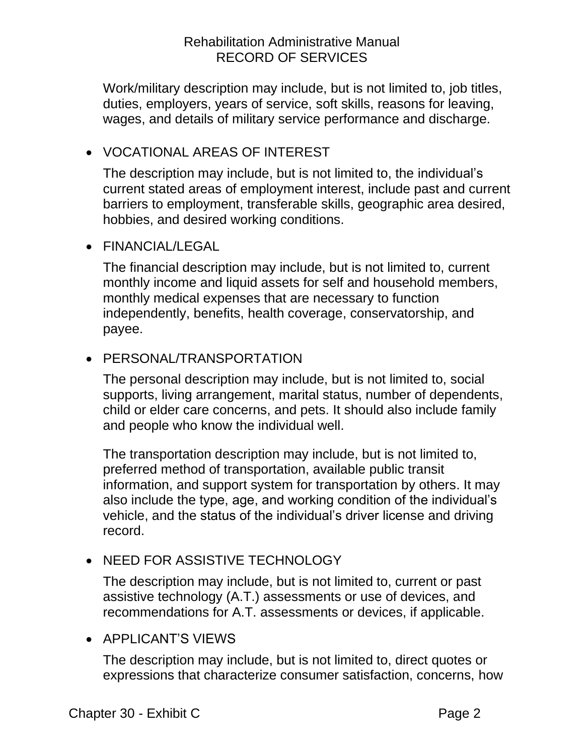Work/military description may include, but is not limited to, job titles, duties, employers, years of service, soft skills, reasons for leaving, wages, and details of military service performance and discharge.

- VOCATIONAL AREAS OF INTEREST

  The description may include, but is not limited to, the individual's current stated areas of employment interest, include past and current barriers to employment, transferable skills, geographic area desired, hobbies, and desired working conditions.

- FINANCIAL/LEGAL

  The financial description may include, but is not limited to, current monthly income and liquid assets for self and household members, monthly medical expenses that are necessary to function independently, benefits, health coverage, conservatorship, and payee.

- PERSONAL/TRANSPORTATION

  The personal description may include, but is not limited to, social supports, living arrangement, marital status, number of dependents, child or elder care concerns, and pets. It should also include family and people who know the individual well.

  The transportation description may include, but is not limited to, preferred method of transportation, available public transit information, and support system for transportation by others. It may also include the type, age, and working condition of the individual's vehicle, and the status of the individual's driver license and driving record.

- NEED FOR ASSISTIVE TECHNOLOGY

  The description may include, but is not limited to, current or past assistive technology (A.T.) assessments or use of devices, and recommendations for A.T. assessments or devices, if applicable.

- APPLICANT'S VIEWS

  The description may include, but is not limited to, direct quotes or expressions that characterize consumer satisfaction, concerns, how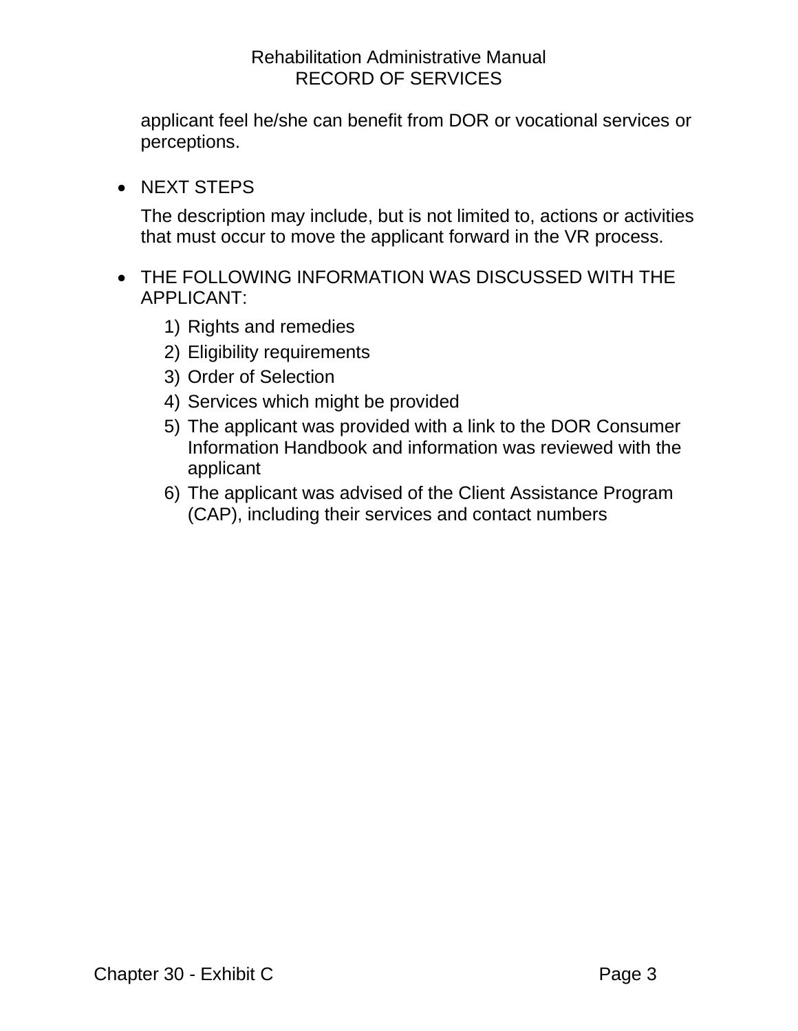applicant feel he/she can benefit from DOR or vocational services or perceptions.

- NEXT STEPS

  The description may include, but is not limited to, actions or activities that must occur to move the applicant forward in the VR process.

- THE FOLLOWING INFORMATION WAS DISCUSSED WITH THE APPLICANT:

  1) Rights and remedies
  2) Eligibility requirements
  3) Order of Selection
  4) Services which might be provided
  5) The applicant was provided with a link to the DOR Consumer Information Handbook and information was reviewed with the applicant
  6) The applicant was advised of the Client Assistance Program (CAP), including their services and contact numbers